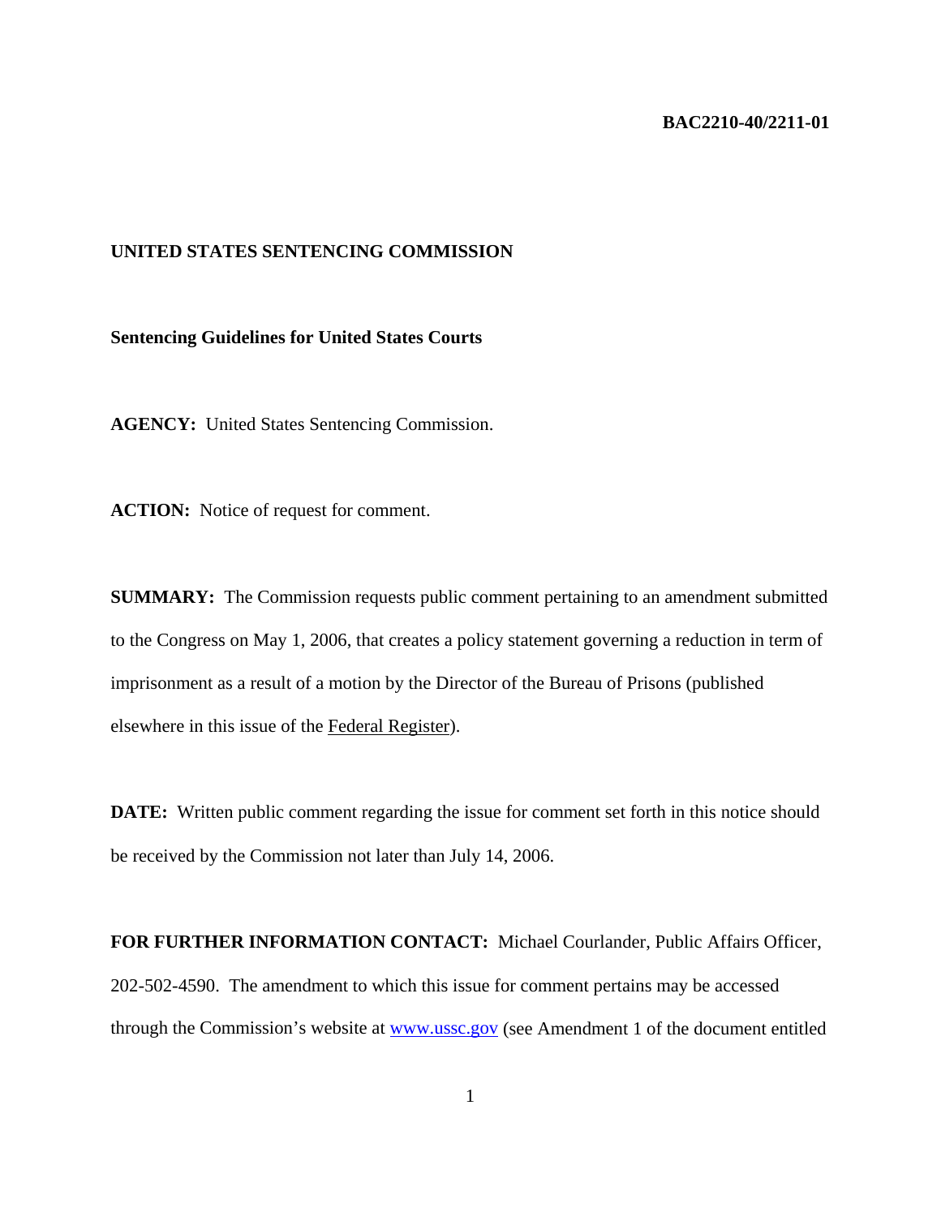**BAC2210-40/2211-01**

**UNITED STATES SENTENCING COMMISSION**

**Sentencing Guidelines for United States Courts**

**AGENCY:** United States Sentencing Commission.

**ACTION:** Notice of request for comment.

**SUMMARY:** The Commission requests public comment pertaining to an amendment submitted to the Congress on May 1, 2006, that creates a policy statement governing a reduction in term of imprisonment as a result of a motion by the Director of the Bureau of Prisons (published elsewhere in this issue of the Federal Register).

**DATE:** Written public comment regarding the issue for comment set forth in this notice should be received by the Commission not later than July 14, 2006.

**FOR FURTHER INFORMATION CONTACT:** Michael Courlander, Public Affairs Officer, 202-502-4590. The amendment to which this issue for comment pertains may be accessed through the Commission's website at www.ussc.gov (see Amendment 1 of the document entitled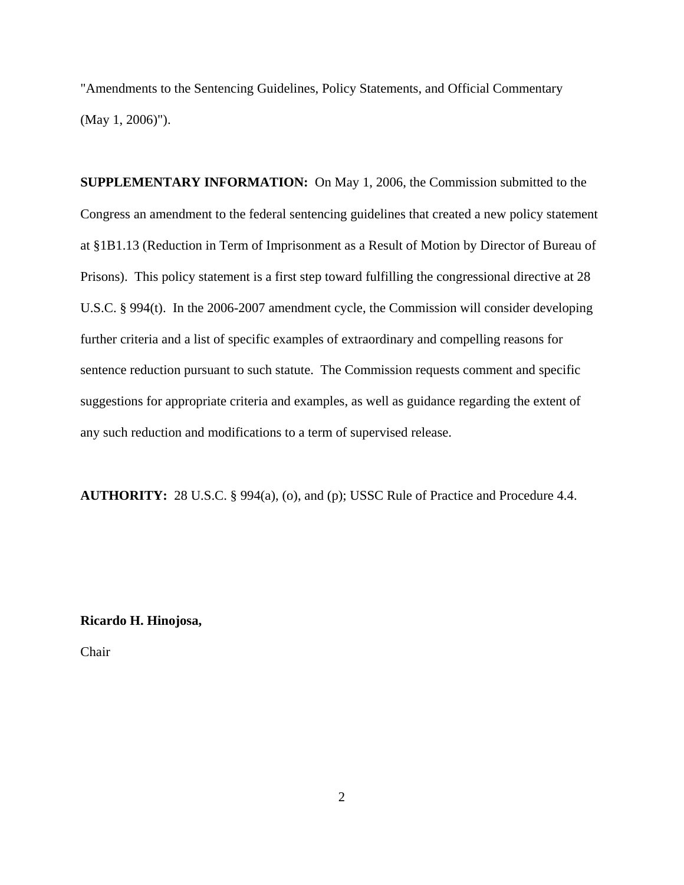"Amendments to the Sentencing Guidelines, Policy Statements, and Official Commentary (May 1, 2006)").

**SUPPLEMENTARY INFORMATION:** On May 1, 2006, the Commission submitted to the Congress an amendment to the federal sentencing guidelines that created a new policy statement at §1B1.13 (Reduction in Term of Imprisonment as a Result of Motion by Director of Bureau of Prisons). This policy statement is a first step toward fulfilling the congressional directive at 28 U.S.C. § 994(t). In the 2006-2007 amendment cycle, the Commission will consider developing further criteria and a list of specific examples of extraordinary and compelling reasons for sentence reduction pursuant to such statute. The Commission requests comment and specific suggestions for appropriate criteria and examples, as well as guidance regarding the extent of any such reduction and modifications to a term of supervised release.

**AUTHORITY:** 28 U.S.C. § 994(a), (o), and (p); USSC Rule of Practice and Procedure 4.4.

**Ricardo H. Hinojosa,**

Chair